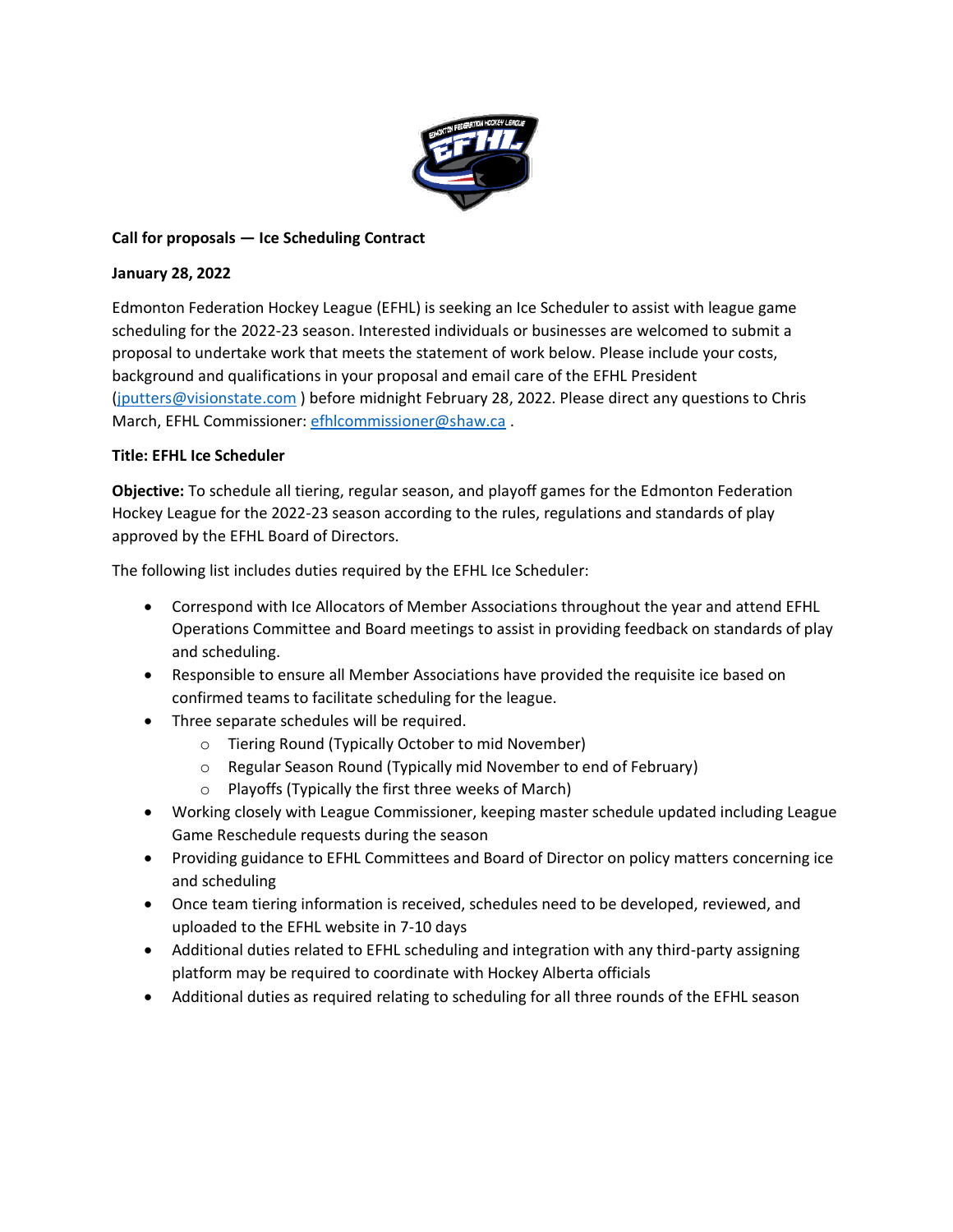**Call for proposals — Ice Scheduling Contract**

**January 28, 2022**

Edmonton Federation Hockey League (EFHL) is seeking an Ice Scheduler to assist with league game scheduling for the 2022-23 season. Interested individuals or businesses are welcomed to submit a proposal to undertake work that meets the statement of work below. Please include your costs, background and qualifications in your proposal and email care of the EFHL President (jputters@visionstate.com ) before midnight February 28, 2022. Please direct any questions to Chris March, EFHL Commissioner: efhlcommissioner@shaw.ca .

**Title: EFHL Ice Scheduler**

**Objective:** To schedule all tiering, regular season, and playoff games for the Edmonton Federation Hockey League for the 2022-23 season according to the rules, regulations and standards of play approved by the EFHL Board of Directors.

The following list includes duties required by the EFHL Ice Scheduler:

- Correspond with Ice Allocators of Member Associations throughout the year and attend EFHL Operations Committee and Board meetings to assist in providing feedback on standards of play and scheduling.
- Responsible to ensure all Member Associations have provided the requisite ice based on confirmed teams to facilitate scheduling for the league.
- Three separate schedules will be required.
  - Tiering Round (Typically October to mid November)
  - Regular Season Round (Typically mid November to end of February)
  - Playoffs (Typically the first three weeks of March)
- Working closely with League Commissioner, keeping master schedule updated including League Game Reschedule requests during the season
- Providing guidance to EFHL Committees and Board of Director on policy matters concerning ice and scheduling
- Once team tiering information is received, schedules need to be developed, reviewed, and uploaded to the EFHL website in 7-10 days
- Additional duties related to EFHL scheduling and integration with any third-party assigning platform may be required to coordinate with Hockey Alberta officials
- Additional duties as required relating to scheduling for all three rounds of the EFHL season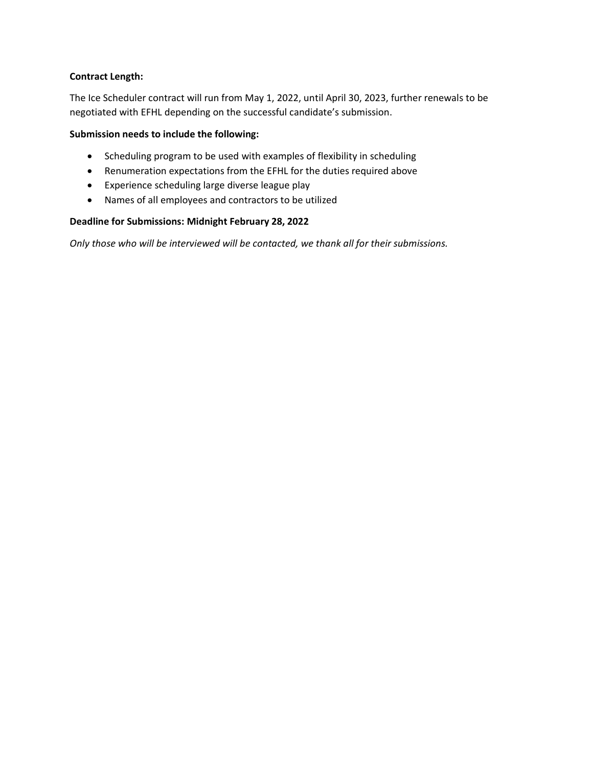**Contract Length:**

The Ice Scheduler contract will run from May 1, 2022, until April 30, 2023, further renewals to be negotiated with EFHL depending on the successful candidate's submission.

**Submission needs to include the following:**

- Scheduling program to be used with examples of flexibility in scheduling
- Renumeration expectations from the EFHL for the duties required above
- Experience scheduling large diverse league play
- Names of all employees and contractors to be utilized

**Deadline for Submissions: Midnight February 28, 2022**

*Only those who will be interviewed will be contacted, we thank all for their submissions.*